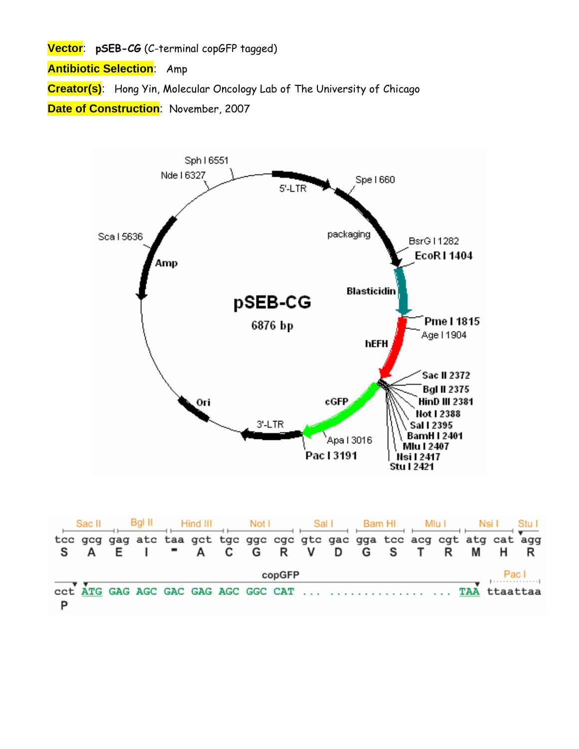**Vector**: **pSEB-CG** (C-terminal copGFP tagged)

**Antibiotic Selection**: Amp

**Creator(s)**: Hong Yin, Molecular Oncology Lab of The University of Chicago

**Date of Construction**: November, 2007

pSEB-CG
6876 bp

5'-LTR, Spe I 660, packaging, BsrG I 1282, EcoR I 1404, Blasticidin, Pme I 1815, Age I 1904, hEFH, Sac II 2372, Bgl II 2375, HinD III 2381, Not I 2388, Sal I 2395, BamH I 2401, Mlu I 2407, Nsi I 2417, Stu I 2421, cGFP, Apa I 3016, Pac I 3191, 3'-LTR, Ori, Amp, Sca I 5636, Nde I 6327, Sph I 6551

```
 Sac II   Bgl II   Hind III    Not I      Sal I    Bam HI    Mlu I    Nsi I   Stu I
tcc gcg gag atc taa gct tgc ggc cgc gtc gac gga tcc acg cgt atg cat agg
 S   A   E   I   -   A   C   G   R   V   D   G   S   T   R   M   H   R

                              copGFP                                Pac I
cct ATG GAG AGC GAC GAG AGC GGC CAT ... ............... ... TAA ttaattaa
 P
```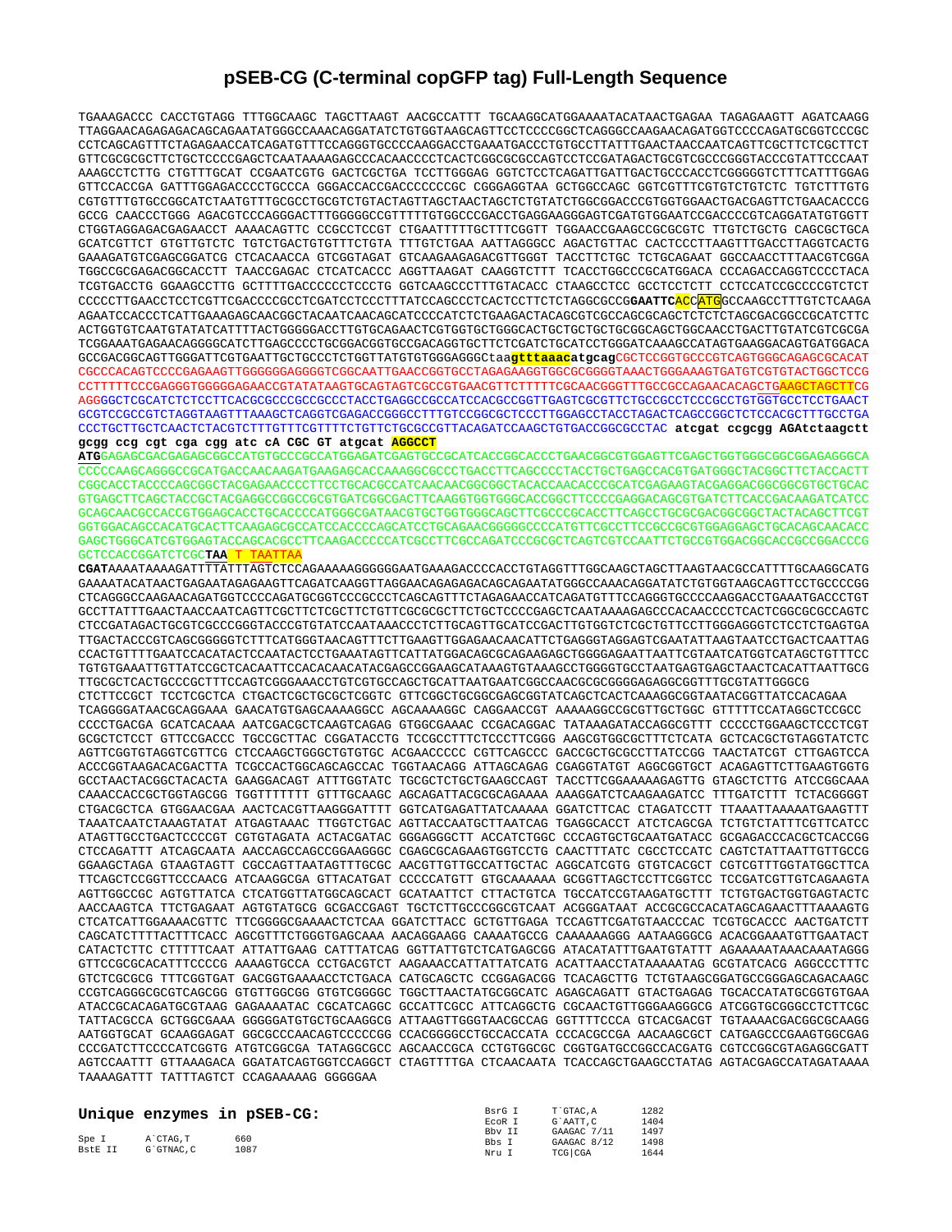# pSEB-CG (C-terminal copGFP tag) Full-Length Sequence

```
TGAAAGACCC CACCTGTAGG TTTGGCAAGC TAGCTTAAGT AACGCCATTT TGCAAGGCATGGAAAATACATAACTGAGAA TAGAGAAGTT AGATCAAGG
TTAGGAACAGAGAGACAGCAGAATATGGGCCAAACAGGATATCTGTGGTAAGCAGTTCCTCCCCGGCTCAGGGCCAAGAACAGATGGTCCCCAGATGCGGTCCCGC
CCTCAGCAGTTTCTAGAGAACCATCAGATGTTTCCAGGGTGCCCCAAGGACCTGAAATGACCCTGTGCCTTATTTGAACTAACCAATCAGTTCGCTTCTCGCTTCT
GTTCGCGCGCTTCTGCTCCCCGAGCTCAATAAAAGAGCCCACAACCCCTCACTCGGCGCGCCAGTCCTCCGATAGACTGCGTCGCCCGGGTACCCGTATTCCCAAT
AAAGCCTCTTG CTGTTTGCAT CCGAATCGTG GACTCGCTGA TCCTTGGGAG GGTCTCCTCAGATTGATTGACTGCCCACCTCGGGGGTCTTTCATTTGGAG
GTTCCACCGA GATTTGGAGACCCCTGCCCA GGGACCACCGACCCCCCCGC CGGGAGGTAA GCTGGCCAGC GGTCGTTTCGTGTCTGTCTC TGTCTTTGTG
CGTGTTTGTGCCGGCATCTAATGTTTGCGCCTGCGTCTGTACTAGTTAGCTAACTAGCTCTGTATCTGGCGGACCCGTGGTGGAACTGACGAGTTCTGAACACCCG
GCCG CAACCCTGGG AGACGTCCCAGGGACTTTGGGGGCCGTTTTTGTGGCCCGACCTGAGGAAGGGAGTCGATGTGGAATCCGACCCCGTCAGGATATGTGGTT
CTGGTAGGAGACGAGAACCT AAAACAGTTC CCGCCTCCGT CTGAATTTTTGCTTTCGGTT TGGAACCGAAGCCGCGCGTC TTGTCTGCTG CAGCGCTGCA
GCATCGTTCT GTGTTGTCTC TGTCTGACTGTGTTTCTGTA TTTGTCTGAA AATTAGGGCC AGACTGTTAC CACTCCCTTAAGTTTGACCTTAGGTCACTG
GAAAGATGTCGAGCGGATCG CTCACAACCA GTCGGTAGAT GTCAAGAAGAGACGTTGGGT TACCTTCTGC TCTGCAGAAT GGCCAACCTTTAACGTCGGA
TGGCCGCGAGACGGCACCTT TAACCGAGAC CTCATCACCC AGGTTAAGAT CAAGGTCTTT TCACCTGGCCCGCATGGACA CCCAGACCAGGTCCCCTACA
TCGTGACCTG GGAAGCCTTG GCTTTTGACCCCCCTCCCTG GGTCAAGCCCTTTGTACACC CTAAGCCTCC GCCTCCTCTT CCTCCATCCGCCCCGTCTCT
CCCCCTTGAACCTCCTCGTTCGACCCCGCCTCGATCCTCCCTTTATCCAGCCCTCACTCCTTCTCTAGGCGCCGGAATTCACCATGGCCAAGCCTTTGTCTCAAGA
AGAATCCACCCTCATTGAAAGAGCAACGGCTACAATCAACAGCATCCCCATCTCTGAAGACTACAGCGTCGCCAGCGCAGCTCTCTCTAGCGACGGCCGCATCTTC
ACTGGTGTCAATGTATATCATTTTACTGGGGGACCTTGTGCAGAACTCGTGGTGCTGGGCACTGCTGCTGCGGCAGCTGGCAACCTGACTTGTATCGTCGCGA
TCGGAAATGAGAACAGGGGCATCTTGAGCCCCTGCGGACGGTGCCGACAGGTGCTTCTCGATCTGCATCCTGGGATCAAAGCCATAGTGAAGGACAGTGATGGACA
GCCGACGGCAGTTGGGATTCGTGAATTGCTGCCCTCTGGTTATGTGTGGGAGGGCtaagtttaaacatgcagCGCTCCGGTGCCCGTCAGTGGGCAGAGCGCACAT
CGCCCACAGTCCCCGAGAAGTTGGGGGGAGGGGTCGGCAATTGAACCGGTGCCTAGAGAAGGTGGCGCGGGGTAAACTGGGAAAGTGATGTCGTGTACTGGCTCCG
CCTTTTTCCCGAGGGTGGGGGAGAACCGTATATAAGTGCAGTAGTCGCCGTGAACGTTCTTTTTCGCAACGGGTTTGCCGCCAGAACACAGCTGAAGCTAGCTTCG
AGGGGCTCGCATCTCTCCTTCACGCGCCCGCCGCCCTACCTGAGGCCGCCATCCACGCCGGTTGAGTCGCGTTCTGCCGCCTCCCGCCTGTGGTGCCTCCTGAACT
GCGTCCGCCGTCTAGGTAAGTTTAAAGCTCAGGTCGAGACCGGGCCTTTGTCCGGCGCTCCCTTGGAGCCTACCTAGACTCAGCCGGCTCTCCACGCTTTGCCTGA
CCCTGCTTGCTCAACTCTACGTCTTTGTTTCGTTTTCTGTTCTGCGCCGTTACAGATCCAAGCTGTGACCGGCGCCTAC atcgat ccgcgg AGAtctaagctt
gcgg ccg cgt cga cgg atc cA CGC GT atgcat AGGCCT
ATGGAGAGCGACGAGAGCGGCCATGTGCCCGCCATGGAGATCGAGTGCCGCATCACCGGCACCCTGAACGGCGTGGAGTTCGAGCTGGTGGGCGGCGGAGAGGGCA
CCCCCAAGCAGGGCCGCATGACCAACAAGATGAAGAGCACCAAAGGCGCCCTGACCTTCAGCCCCTACCTGCTGAGCCACGTGATGGGCTACGGCTTCTACCACTT
CGGCACCTACCCCAGCGGCTACGAGAACCCCTTCCTGCACGCCATCAACAACGGCGGCTACACCAACACCCGCATCGAGAAGTACGAGGACGGCGGCGTGCTGCAC
GTGAGCTTCAGCTACCGCTACGAGGCCGGCCGCGTGATCGGCGACTTCAAGGTGGTGGGCACCGGCTTCCCCGAGGACAGCGTGATCTTCACCGACAAGATCATCC
GCAGCAACGCCACCGTGGAGCACCTGCACCCCATGGGCGATAACGTGCTGGTGGGCAGCTTCGCCCGCACCTTCAGCCTGCGCGACGGCGGCTACTACAGCTTCGT
GGTGGACAGCCACATGCACTTCAAGAGCGCCATCCACCCCAGCATCCTGCAGAACGGGGGCCCCATGTTCGCCTTCCGCCGCGTGGAGGAGCTGCACAGCAACACC
GAGCTGGGCATCGTGGAGTACCAGCACGCCTTCAAGACCCCCATCGCCTTCGCCAGATCCCGCGCTCAGTCGTCCAATTCTGCCGTGGACGGCACCGCCGGACCCG
GCTCCACCGGATCTCGCTAA T TAATTAA
CGATAAAATAAAAGATTTTATTTAGTCTCCAGAAAAAGGGGGGAATGAAAGACCCCACCTGTAGGTTTGGCAAGCTAGCTTAAGTAACGCCATTTTGCAAGGCATG
GAAAATACATAACTGAGAATAGAGAAGTTCAGATCAAGGTTAGGAACAGAGAGACAGCAGAATATGGGCCAAACAGGATATCTGTGGTAAGCAGTTCCTGCCCCGG
CTCAGGGCCAAGAACAGATGGTCCCCAGATGCGGTCCCGCCCTCAGCAGTTTCTAGAGAACCATCAGATGTTTCCAGGGTGCCCCAAGGACCTGAAATGACCCTGT
GCCTTATTTGAACTAACCAATCAGTTCGCTTCTCGCTTCTGTTCGCGCGCTTCTGCTCCCCGAGCTCAATAAAAGAGCCCACAACCCCTCACTCGGCGCGCCAGTC
CTCCGATAGACTGCGTCGCCCGGGTACCCGTGTATCCAATAAACCCTCTTGCAGTTGCATCCGACTTGTGGTCTCGCTGTTCCTTGGGAGGGTCTCCTCTGAGTGA
TTGACTACCCGTCAGCGGGGGTCTTTCATGGGTAACAGTTTCTTGAAGTTGGAGAACAACATTCTGAGGGTAGGAGTCGAATATTAAGTAATCCTGACTCAATTAG
CCACTGTTTTGAATCCACATACTCCAATACTCCTGAAATAGTTCATTATGGACAGCGCAGAAGAGCTGGGGAGAATTAATTCGTAATCATGGTCATAGCTGTTTCC
TGTGTGAAATTGTTATCCGCTCACAATTCCACACAACATACGAGCCGGAAGCATAAAGTGTAAAGCCTGGGGTGCCTAATGAGTGAGCTAACTCACATTAATTGCG
TTGCGCTCACTGCCCGCTTTCCAGTCGGGAAACCTGTCGTGCCAGCTGCATTAATGAATCGGCCAACGCGCGGGGAGAGGCGGTTTGCGTATTGGGCG
CTCTTCCGCT TCCTCGCTCA CTGACTCGCTGCGCTCGGTC GTTCGGCTGCGGCGAGCGGTATCAGCTCACTCAAAGGCGGTAATACGGTTATCCACAGAA
TCAGGGGATAACGCAGGAAA GAACATGTGAGCAAAAGGCC AGCAAAAGGC CAGGAACCGT AAAAAGGCCGCGTTGCTGGC GTTTTTCCATAGGCTCCGCC
CCCCTGACGA GCATCACAAA AATCGACGCTCAAGTCAGAG GTGGCGAAAC CCGACAGGAC TATAAAGATACCAGGCGTTT CCCCCTGGAAGCTCCCTCGT
GCGCTCTCCT GTTCCGACCC TGCCGCTTAC CGGATACCTG TCCGCCTTTCTCCCTTCGGG AAGCGTGGCGCTTTCTCATA GCTCACGCTGTAGGTATCTC
AGTTCGGTGTAGGTCGTTCG CTCCAAGCTGGGCTGTGTGC ACGAACCCCC CGTTCAGCCC GACCGCTGCGCCTTATCCGG TAACTATCGT CTTGAGTCCA
ACCCGGTAAGACACGACTTA TCGCCACTGGCAGCAGCCAC TGGTAACAGG ATTAGCAGAG CGAGGTATGT AGGCGGTGCT ACAGAGTTCTTGAAGTGGTG
GCCTAACTACGGCTACACTA GAAGGACAGT ATTTGGTATC TGCGCTCTGCTGAAGCCAGT TACCTTCGGAAAAAGAGTTG GTAGCTCTTG ATCCGGCAAA
CAAACCACCGCTGGTAGCGG TGGTTTTTTT GTTTGCAAGC AGCAGATTACGCGCAGAAAA AAAGGATCTCAAGAAGATCC TTTGATCTTT TCTACGGGGT
CTGACGCTCA GTGGAACGAA AACTCACGTTAAGGGATTTT GGTCATGAGATTATCAAAAA GGATCTTCAC CTAGATCCTT TTAAATTAAAAATGAAGTTT
TAAATCAATCTAAAGTATAT ATGAGTAAAC TTGGTCTGAC AGTTACCAATGCTTAATCAG TGAGGCACCT ATCTCAGCGA TCTGTCTATTTCGTTCATCC
ATAGTTGCCTGACTCCCCGT CGTGTAGATA ACTACGATAC GGGAGGGCTT ACCATCTGGC CCCAGTGCTGCAATGATACC GCGAGACCCACGCTCACCGG
CTCCAGATTT ATCAGCAATA AACCAGCCAGCCGGAAGGGC CGAGCGCAGAAGTGGTCCTG CAACTTTATC CGCCTCCATC CAGTCTATTAATTGTTGCCG
GGAAGCTAGA GTAAGTAGTT CGCCAGTTAATAGTTTGCGC AACGTTGTTGCCATTGCTAC AGGCATCGTG GTGTCACGCT CGTCGTTTGGTATGGCTTCA
TTCAGCTCCGGTTCCCAACG ATCAAGGCGA GTTACATGAT CCCCCATGTT GTGCAAAAAA GCGGTTAGCTCCTTCGGTCC TCCGATCGTTGTCAGAAGTA
AGTTGGCCGC AGTGTTATCA CTCATGGTTATGGCAGCACT GCATAATTCT CTTACTGTCA TGCCATCCGTAAGATGCTTT TCTGTGACTGGTGAGTACTC
AACCAAGTCA TTCTGAGAAT AGTGTATGCG GCGACCGAGT TGCTCTTGCCCGGCGTCAAT ACGGGATAAT ACCGCGCCACATAGCAGAACTTTAAAAGTG
CTCATCATTGGAAAACGTTC TTCGGGGCGAAAACTCTCAA GGATCTTACC GCTGTTGAGA TCCAGTTCGATGTAACCCAC TCGTGCACCC AACTGATCTT
CAGCATCTTTTACTTTCACC AGCGTTTCTGGGTGAGCAAA AACAGGAAGG CAAAATGCCG CAAAAAAGGG AATAAGGGCG ACACGGAAATGTTGAATACT
CATACTCTTC CTTTTTCAAT ATTATTGAAG CATTTATCAG GGTTATTGTCTCATGAGCGG ATACATATTTGAATGTATTT AGAAAAATAAACAAATAGGG
GTTCCGCGCACATTTCCCCG AAAAGTGCCA CCTGACGTCT AAGAAACCATTATTATCATG ACATTAACCTATAAAAATAG GCGTATCACG AGGCCCTTTC
GTCTCGCGCG TTTCGGTGAT GACGGTGAAAACCTCTGACA CATGCAGCTC CCGGAGACGG TCACAGCTTG TCTGTAAGCGGATGCCGGGAGCAGACAAGC
CCGTCAGGGCGCGTCAGCGG GTGTTGGCGG GTGTCGGGGC TGGCTTAACTATGCGGCATC AGAGCAGATT GTACTGAGAG TGCACCATATGCGGTGTGAA
ATACCGCACAGATGCGTAAG GAGAAAATAC CGCATCAGGC GCCATTCGCC ATTCAGGCTG CGCAACTGTTGGGAAGGGCG ATCGGTGCGGGCCTCTTCGC
TATTACGCCA GCTGGCGAAA GGGGGATGTGCTGCAAGGCG ATTAAGTTGGGTAACGCCAG GGTTTTCCCA GTCACGACGT TGTAAAACGACGGCCAGTG
AATGGTGCAT GCAAGGAGAT GGCGCCCAACAGTCCCCCGG CCACGGGGCCTGCCACCATA CCCACGCCGA AACAAGCGCT CATGAGCCCGAAGTGGCGAG
CCCGATCTTCCCCATCGGTG ATGTCGGCGA TATAGGCGCC AGCAACCGCA CCTGTGGCGC CGGTGATGCCGGCCACGATG CGTCCGGCGTAGAGGCGATT
AGTCCAATTT GTTAAAGACA GGATATCAGTGGTCCAGGCT CTAGTTTTGA CTCAACAATA TCACCAGCTGAAGCCTATAG AGTACGAGCCATAGATAAAA
TAAAAGATTT TATTTAGTCT CCAGAAAAAG GGGGGAA
```

## Unique enzymes in pSEB-CG:

| Enzyme | Site | Position |
|---|---|---|
| Spe I | A`CTAG,T | 660 |
| BstE II | G`GTNAC,C | 1087 |
| BsrG I | T`GTAC,A | 1282 |
| EcoR I | G`AATT,C | 1404 |
| Bbv II | GAAGAC 7/11 | 1497 |
| Bbs I | GAAGAC 8/12 | 1498 |
| Nru I | TCG\|CGA | 1644 |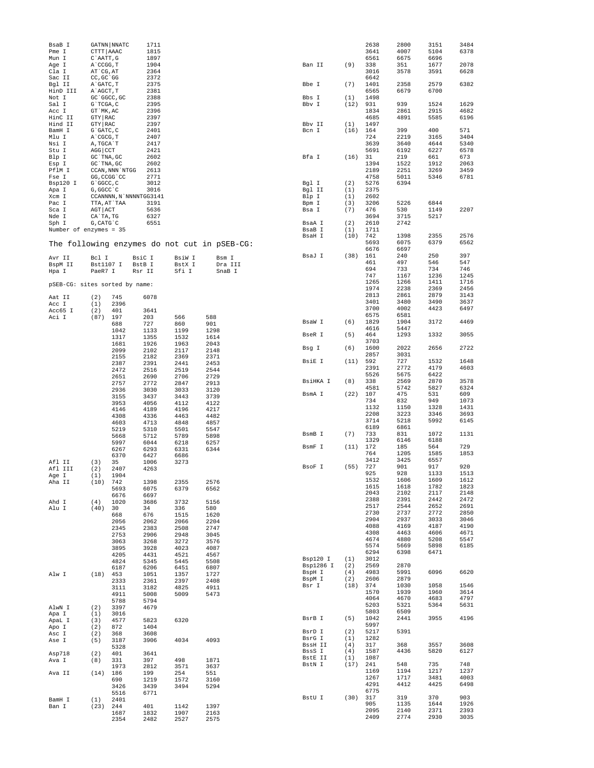```
BsaB I      GATNN|NNATC      1711
Pme I       CTTT|AAAC        1815
Mun I       C`AATT,G         1897
Age I       A`CCGG,T         1904
Cla I       AT`CG,AT         2364
Sac II      CC,GC`GG         2372
Bgl II      A`GATC,T         2375
HinD III    A`AGCT,T         2381
Not I       GC`GGCC,GC       2388
Sal I       G`TCGA,C         2395
Acc I       GT`MK,AC         2396
HinC II     GTY|RAC          2397
Hind II     GTY|RAC          2397
BamH I      G`GATC,C         2401
Mlu I       A`CGCG,T         2407
Nsi I       A,TGCA`T         2417
Stu I       AGG|CCT          2421
Blp I       GC`TNA,GC        2602
Esp I       GC`TNA,GC        2602
PflM I      CCAN,NNN`NTGG    2613
Fse I       GG,CCGG`CC       2771
Bsp120 I    G`GGCC,C         3012
Apa I       G,GGCC`C         3016
Xcm I       CCANNNN,N`NNNNTGG3141
Pac I       TTA,AT`TAA       3191
Sca I       AGT|ACT          5636
Nde I       CA`TA,TG         6327
Sph I       G,CATG`C         6551
Number of enzymes = 35
```

## The following enzymes do not cut in pSEB-CG:

```
Avr II      Bcl I       BsiC I      BsiW I      Bsm I
BspM II     Bst1107 I   BstB I      BstX I      Dra III
Hpa I       PaeR7 I     Rsr II      Sfi I       SnaB I
```

pSEB-CG: sites sorted by name:

```
Aat II     (2)   745    6078
Acc I      (1)   2396
Acc65 I    (2)   401    3641
Aci I      (87)  197    203    566    588
                 688    727    860    901
                 1042   1133   1199   1298
                 1317   1355   1532   1614
                 1681   1926   1963   2043
                 2099   2102   2117   2148
                 2155   2182   2369   2371
                 2387   2391   2441   2453
                 2472   2516   2519   2544
                 2651   2690   2706   2729
                 2757   2772   2847   2913
                 2936   3030   3033   3120
                 3155   3437   3443   3739
                 3953   4056   4112   4122
                 4146   4189   4196   4217
                 4308   4336   4463   4482
                 4603   4713   4848   4857
                 5219   5310   5501   5547
                 5668   5712   5789   5898
                 5997   6044   6218   6257
                 6267   6293   6331   6344
                 6370   6427   6686
Afl II     (3)   35     1006   3273
Afl III    (2)   2407   4263
Age I      (1)   1904
Aha II     (10)  742    1398   2355   2576
                 5693   6075   6379   6562
                 6676   6697
Ahd I      (4)   1020   3686   3732   5156
Alu I      (40)  30     34     336    580
                 668    676    1515   1620
                 2056   2062   2066   2204
                 2345   2383   2508   2747
                 2753   2906   2948   3045
                 3063   3268   3272   3576
                 3895   3928   4023   4087
                 4205   4431   4521   4567
                 4824   5345   5445   5508
                 6187   6206   6451   6807
Alw I      (18)  453    1051   1357   1727
                 2333   2361   2397   2408
                 3111   3182   4825   4911
                 4911   5008   5009   5473
                 5788   5794
AlwN I     (2)   3397   4679
Apa I      (1)   3016
ApaL I     (3)   4577   5823   6320
Apo I      (2)   872    1404
Asc I      (2)   368    3608
Ase I      (5)   3187   3906   4034   4093
                 5328
Asp718     (2)   401    3641
Ava I      (8)   331    397    498    1871
                 1973   2812   3571   3637
Ava II     (14)  186    199    254    551
                 690    1219   1572   3160
                 3426   3439   3494   5294
                 5516   6771
BamH I     (1)   2401
Ban I      (23)  244    401    1142   1397
                 1687   1832   1907   2163
                 2354   2482   2527   2575
                 2638   2800   3151   3484
                 3641   4007   5104   6378
                 6561   6675   6696
Ban II     (9)   338    351    1677   2078
                 3016   3578   3591   6628
                 6642
Bbe I      (7)   1401   2358   2579   6382
                 6565   6679   6700
Bbs I      (1)   1498
Bbv I      (12)  931    939    1524   1629
                 1834   2861   2915   4682
                 4685   4891   5585   6196
Bbv II     (1)   1497
Bcn I      (16)  164    399    400    571
                 724    2219   3165   3404
                 3639   3640   4644   5340
                 5691   6192   6227   6578
Bfa I      (16)  31     219    661    673
                 1394   1522   1912   2063
                 2189   2251   3269   3459
                 4758   5011   5346   6781
Bgl I      (2)   5276   6394
Bgl II     (1)   2375
Blp I      (1)   2602
Bpm I      (3)   3206   5226   6844
Bsa I      (7)   476    530    1149   2207
                 3694   3715   5217
BsaA I     (2)   2610   2742
BsaB I     (1)   1711
BsaH I     (10)  742    1398   2355   2576
                 5693   6075   6379   6562
                 6676   6697
BsaJ I     (38)  161    240    250    397
                 461    497    546    547
                 694    733    734    746
                 747    1167   1236   1245
                 1265   1266   1411   1716
                 1974   2238   2369   2456
                 2813   2861   2879   3143
                 3401   3480   3490   3637
                 3700   4002   4423   6497
                 6575   6581
BsaW I     (6)   1829   1904   3172   4469
                 4616   5447
BseR I     (5)   464    1293   1332   3055
                 3703
Bsg I      (6)   1600   2022   2656   2722
                 2857   3031
BsiE I     (11)  592    727    1532   1648
                 2391   2772   4179   4603
                 5526   5675   6422
BsiHKA I   (8)   338    2569   2870   3578
                 4581   5742   5827   6324
BsmA I     (22)  107    475    531    609
                 734    832    949    1073
                 1132   1150   1328   1431
                 2208   3223   3346   3693
                 3714   5218   5992   6145
                 6189   6861
BsmB I     (7)   733    831    1072   1131
                 1329   6146   6188
BsmF I     (11)  172    185    564    729
                 764    1205   1585   1853
                 3412   3425   6557
BsoF I     (55)  727    901    917    920
                 925    928    1133   1513
                 1532   1606   1609   1612
                 1615   1618   1782   1823
                 2043   2102   2117   2148
                 2388   2391   2442   2472
                 2517   2544   2652   2691
                 2730   2737   2772   2850
                 2904   2937   3033   3046
                 4088   4169   4187   4190
                 4308   4463   4606   4671
                 4674   4880   5208   5547
                 5574   5669   5898   6185
                 6294   6398   6471
Bsp120 I   (1)   3012
Bsp1286 I  (2)   2569   2870
BspH I     (4)   4983   5991   6096   6620
BspM I     (2)   2606   2879
Bsr I      (18)  374    1030   1058   1546
                 1570   1939   1960   3614
                 4064   4670   4683   4797
                 5203   5321   5364   5631
                 5803   6509
BsrB I     (5)   1042   2441   3955   4196
                 5997
BsrD I     (2)   5217   5391
BsrG I     (1)   1282
BssH II    (4)   317    368    3557   3608
BssS I     (4)   1587   4436   5820   6127
BstE II    (1)   1087
BstN I     (17)  241    548    735    748
                 1169   1194   1217   1237
                 1267   1717   3481   4003
                 4291   4412   4425   6498
                 6775
BstU I     (30)  317    319    370    903
                 905    1135   1644   1926
                 2095   2140   2371   2393
                 2409   2774   2930   3035
```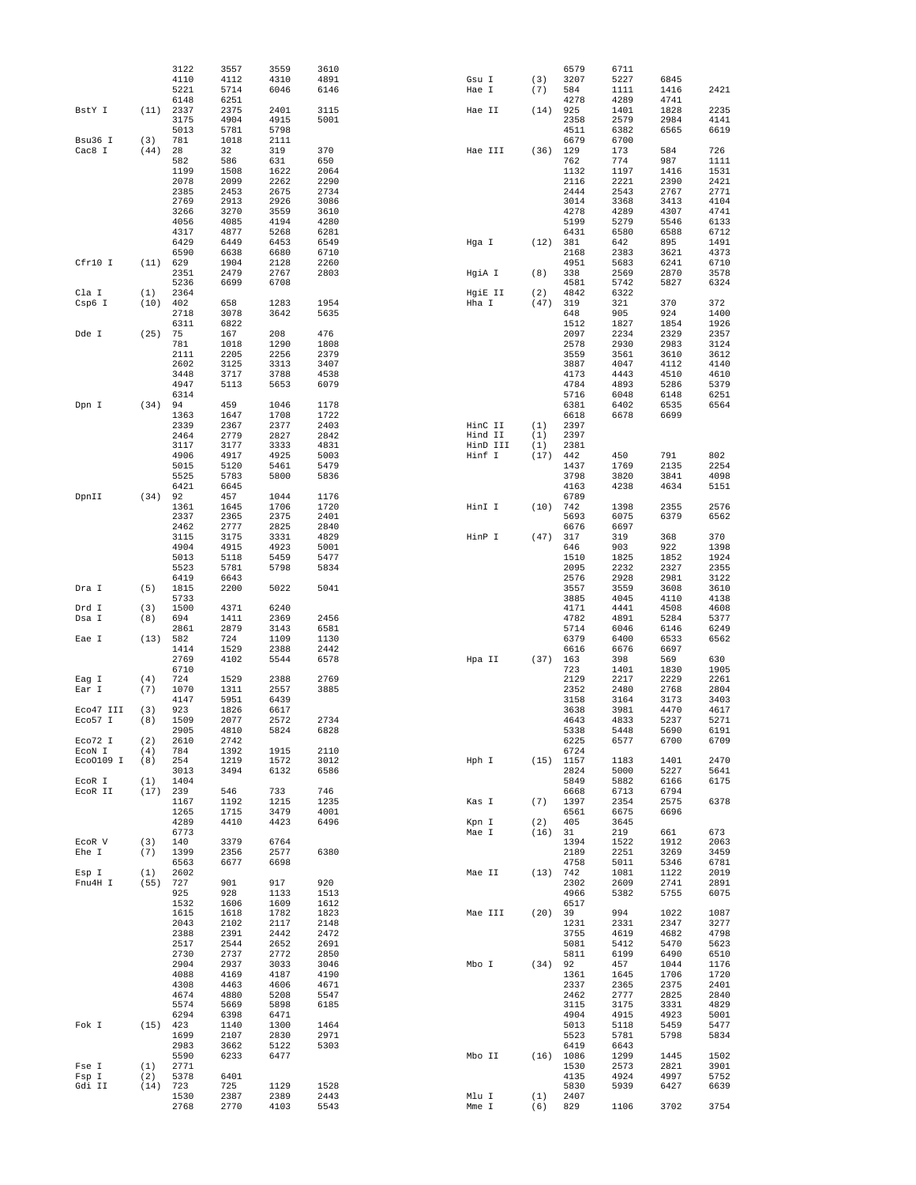| | | | | | |
|---|---|---|---|---|---|
| | | 3122 | 3557 | 3559 | 3610 |
| | | 4110 | 4112 | 4310 | 4891 |
| | | 5221 | 5714 | 6046 | 6146 |
| | | 6148 | 6251 | | |
| BstY I | (11) | 2337 | 2375 | 2401 | 3115 |
| | | 3175 | 4904 | 4915 | 5001 |
| | | 5013 | 5781 | 5798 | |
| Bsu36 I | (3) | 781 | 1018 | 2111 | |
| Cac8 I | (44) | 28 | 32 | 319 | 370 |
| | | 582 | 586 | 631 | 650 |
| | | 1199 | 1508 | 1622 | 2064 |
| | | 2078 | 2099 | 2262 | 2290 |
| | | 2385 | 2453 | 2675 | 2734 |
| | | 2769 | 2913 | 2926 | 3086 |
| | | 3266 | 3270 | 3559 | 3610 |
| | | 4056 | 4085 | 4194 | 4280 |
| | | 4317 | 4877 | 5268 | 6281 |
| | | 6429 | 6449 | 6453 | 6549 |
| | | 6590 | 6638 | 6680 | 6710 |
| Cfr10 I | (11) | 629 | 1904 | 2128 | 2260 |
| | | 2351 | 2479 | 2767 | 2803 |
| | | 5236 | 6699 | 6708 | |
| Cla I | (1) | 2364 | | | |
| Csp6 I | (10) | 402 | 658 | 1283 | 1954 |
| | | 2718 | 3078 | 3642 | 5635 |
| | | 6311 | 6822 | | |
| Dde I | (25) | 75 | 167 | 208 | 476 |
| | | 781 | 1018 | 1290 | 1808 |
| | | 2111 | 2205 | 2256 | 2379 |
| | | 2602 | 3125 | 3313 | 3407 |
| | | 3448 | 3717 | 3788 | 4538 |
| | | 4947 | 5113 | 5653 | 6079 |
| | | 6314 | | | |
| Dpn I | (34) | 94 | 459 | 1046 | 1178 |
| | | 1363 | 1647 | 1708 | 1722 |
| | | 2339 | 2367 | 2377 | 2403 |
| | | 2464 | 2779 | 2827 | 2842 |
| | | 3117 | 3177 | 3333 | 4831 |
| | | 4906 | 4917 | 4925 | 5003 |
| | | 5015 | 5120 | 5461 | 5479 |
| | | 5525 | 5783 | 5800 | 5836 |
| | | 6421 | 6645 | | |
| DpnII | (34) | 92 | 457 | 1044 | 1176 |
| | | 1361 | 1645 | 1706 | 1720 |
| | | 2337 | 2365 | 2375 | 2401 |
| | | 2462 | 2777 | 2825 | 2840 |
| | | 3115 | 3175 | 3331 | 4829 |
| | | 4904 | 4915 | 4923 | 5001 |
| | | 5013 | 5118 | 5459 | 5477 |
| | | 5523 | 5781 | 5798 | 5834 |
| | | 6419 | 6643 | | |
| Dra I | (5) | 1815 | 2200 | 5022 | 5041 |
| | | 5733 | | | |
| Drd I | (3) | 1500 | 4371 | 6240 | |
| Dsa I | (8) | 694 | 1411 | 2369 | 2456 |
| | | 2861 | 2879 | 3143 | 6581 |
| Eae I | (13) | 582 | 724 | 1109 | 1130 |
| | | 1414 | 1529 | 2388 | 2442 |
| | | 2769 | 4102 | 5544 | 6578 |
| | | 6710 | | | |
| Eag I | (4) | 724 | 1529 | 2388 | 2769 |
| Ear I | (7) | 1070 | 1311 | 2557 | 3885 |
| | | 4147 | 5951 | 6439 | |
| Eco47 III | (3) | 923 | 1826 | 6617 | |
| Eco57 I | (8) | 1509 | 2077 | 2572 | 2734 |
| | | 2905 | 4810 | 5824 | 6828 |
| Eco72 I | (2) | 2610 | 2742 | | |
| EcoN I | (4) | 784 | 1392 | 1915 | 2110 |
| EcoO109 I | (8) | 254 | 1219 | 1572 | 3012 |
| | | 3013 | 3494 | 6132 | 6586 |
| EcoR I | (1) | 1404 | | | |
| EcoR II | (17) | 239 | 546 | 733 | 746 |
| | | 1167 | 1192 | 1215 | 1235 |
| | | 1265 | 1715 | 3479 | 4001 |
| | | 4289 | 4410 | 4423 | 6496 |
| | | 6773 | | | |
| EcoR V | (3) | 140 | 3379 | 6764 | |
| Ehe I | (7) | 1399 | 2356 | 2577 | 6380 |
| | | 6563 | 6677 | 6698 | |
| Esp I | (1) | 2602 | | | |
| Fnu4H I | (55) | 727 | 901 | 917 | 920 |
| | | 925 | 928 | 1133 | 1513 |
| | | 1532 | 1606 | 1609 | 1612 |
| | | 1615 | 1618 | 1782 | 1823 |
| | | 2043 | 2102 | 2117 | 2148 |
| | | 2388 | 2391 | 2442 | 2472 |
| | | 2517 | 2544 | 2652 | 2691 |
| | | 2730 | 2737 | 2772 | 2850 |
| | | 2904 | 2937 | 3033 | 3046 |
| | | 4088 | 4169 | 4187 | 4190 |
| | | 4308 | 4463 | 4606 | 4671 |
| | | 4674 | 4880 | 5208 | 5547 |
| | | 5574 | 5669 | 5898 | 6185 |
| | | 6294 | 6398 | 6471 | |
| Fok I | (15) | 423 | 1140 | 1300 | 1464 |
| | | 1699 | 2107 | 2830 | 2971 |
| | | 2983 | 3662 | 5122 | 5303 |
| | | 5590 | 6233 | 6477 | |
| Fse I | (1) | 2771 | | | |
| Fsp I | (2) | 5378 | 6401 | | |
| Gdi II | (14) | 723 | 725 | 1129 | 1528 |
| | | 1530 | 2387 | 2389 | 2443 |
| | | 2768 | 2770 | 4103 | 5543 |
| | | 6579 | 6711 | | |
| Gsu I | (3) | 3207 | 5227 | 6845 | |
| Hae I | (7) | 584 | 1111 | 1416 | 2421 |
| | | 4278 | 4289 | 4741 | |
| Hae II | (14) | 925 | 1401 | 1828 | 2235 |
| | | 2358 | 2579 | 2984 | 4141 |
| | | 4511 | 6382 | 6565 | 6619 |
| | | 6679 | 6700 | | |
| Hae III | (36) | 129 | 173 | 584 | 726 |
| | | 762 | 774 | 987 | 1111 |
| | | 1132 | 1197 | 1416 | 1531 |
| | | 2116 | 2221 | 2390 | 2421 |
| | | 2444 | 2543 | 2767 | 2771 |
| | | 3014 | 3368 | 3413 | 4104 |
| | | 4278 | 4289 | 4307 | 4741 |
| | | 5199 | 5279 | 5546 | 6133 |
| | | 6431 | 6580 | 6588 | 6712 |
| Hga I | (12) | 381 | 642 | 895 | 1491 |
| | | 2168 | 2383 | 3621 | 4373 |
| | | 4951 | 5683 | 6241 | 6710 |
| HgiA I | (8) | 338 | 2569 | 2870 | 3578 |
| | | 4581 | 5742 | 5827 | 6324 |
| HgiE II | (2) | 4842 | 6322 | | |
| Hha I | (47) | 319 | 321 | 370 | 372 |
| | | 648 | 905 | 924 | 1400 |
| | | 1512 | 1827 | 1854 | 1926 |
| | | 2097 | 2234 | 2329 | 2357 |
| | | 2578 | 2930 | 2983 | 3124 |
| | | 3559 | 3561 | 3610 | 3612 |
| | | 3887 | 4047 | 4112 | 4140 |
| | | 4173 | 4443 | 4510 | 4610 |
| | | 4784 | 4893 | 5286 | 5379 |
| | | 5716 | 6048 | 6148 | 6251 |
| | | 6381 | 6402 | 6535 | 6564 |
| | | 6618 | 6678 | 6699 | |
| HinC II | (1) | 2397 | | | |
| Hind II | (1) | 2397 | | | |
| HinD III | (1) | 2381 | | | |
| Hinf I | (17) | 442 | 450 | 791 | 802 |
| | | 1437 | 1769 | 2135 | 2254 |
| | | 3798 | 3820 | 3841 | 4098 |
| | | 4163 | 4238 | 4634 | 5151 |
| | | 6789 | | | |
| HinI I | (10) | 742 | 1398 | 2355 | 2576 |
| | | 5693 | 6075 | 6379 | 6562 |
| | | 6676 | 6697 | | |
| HinP I | (47) | 317 | 319 | 368 | 370 |
| | | 646 | 903 | 922 | 1398 |
| | | 1510 | 1825 | 1852 | 1924 |
| | | 2095 | 2232 | 2327 | 2355 |
| | | 2576 | 2928 | 2981 | 3122 |
| | | 3557 | 3559 | 3608 | 3610 |
| | | 3885 | 4045 | 4110 | 4138 |
| | | 4171 | 4441 | 4508 | 4608 |
| | | 4782 | 4891 | 5284 | 5377 |
| | | 5714 | 6046 | 6146 | 6249 |
| | | 6379 | 6400 | 6533 | 6562 |
| | | 6616 | 6676 | 6697 | |
| Hpa II | (37) | 163 | 398 | 569 | 630 |
| | | 723 | 1401 | 1830 | 1905 |
| | | 2129 | 2217 | 2229 | 2261 |
| | | 2352 | 2480 | 2768 | 2804 |
| | | 3158 | 3164 | 3173 | 3403 |
| | | 3638 | 3981 | 4470 | 4617 |
| | | 4643 | 4833 | 5237 | 5271 |
| | | 5338 | 5448 | 5690 | 6191 |
| | | 6225 | 6577 | 6700 | 6709 |
| | | 6724 | | | |
| Hph I | (15) | 1157 | 1183 | 1401 | 2470 |
| | | 2824 | 5000 | 5227 | 5641 |
| | | 5849 | 5882 | 6166 | 6175 |
| | | 6668 | 6713 | 6794 | |
| Kas I | (7) | 1397 | 2354 | 2575 | 6378 |
| | | 6561 | 6675 | 6696 | |
| Kpn I | (2) | 405 | 3645 | | |
| Mae I | (16) | 31 | 219 | 661 | 673 |
| | | 1394 | 1522 | 1912 | 2063 |
| | | 2189 | 2251 | 3269 | 3459 |
| | | 4758 | 5011 | 5346 | 6781 |
| Mae II | (13) | 742 | 1081 | 1122 | 2019 |
| | | 2302 | 2609 | 2741 | 2891 |
| | | 4966 | 5382 | 5755 | 6075 |
| | | 6517 | | | |
| Mae III | (20) | 39 | 994 | 1022 | 1087 |
| | | 1231 | 2331 | 2347 | 3277 |
| | | 3755 | 4619 | 4682 | 4798 |
| | | 5081 | 5412 | 5470 | 5623 |
| | | 5811 | 6199 | 6490 | 6510 |
| Mbo I | (34) | 92 | 457 | 1044 | 1176 |
| | | 1361 | 1645 | 1706 | 1720 |
| | | 2337 | 2365 | 2375 | 2401 |
| | | 2462 | 2777 | 2825 | 2840 |
| | | 3115 | 3175 | 3331 | 4829 |
| | | 4904 | 4915 | 4923 | 5001 |
| | | 5013 | 5118 | 5459 | 5477 |
| | | 5523 | 5781 | 5798 | 5834 |
| | | 6419 | 6643 | | |
| Mbo II | (16) | 1086 | 1299 | 1445 | 1502 |
| | | 1530 | 2573 | 2821 | 3901 |
| | | 4135 | 4924 | 4997 | 5752 |
| | | 5830 | 5939 | 6427 | 6639 |
| Mlu I | (1) | 2407 | | | |
| Mme I | (6) | 829 | 1106 | 3702 | 3754 |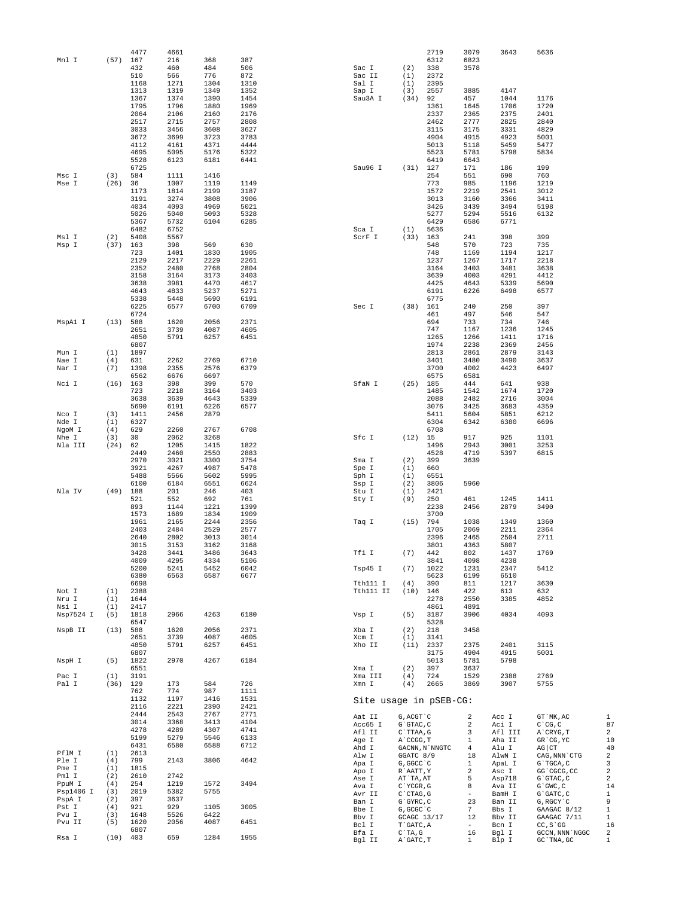```
                4477    4661
Mnl I     (57)  167     216     368     387
                432     460     484     506
                510     566     776     872
                1168    1271    1304    1310
                1313    1319    1349    1352
                1367    1374    1390    1454
                1795    1796    1880    1969
                2064    2106    2160    2176
                2517    2715    2757    2808
                3033    3456    3608    3627
                3672    3699    3723    3783
                4112    4161    4371    4444
                4695    5095    5176    5322
                5528    6123    6181    6441
                6725
Msc I     (3)   584     1111    1416
Mse I     (26)  36      1007    1119    1149
                1173    1814    2199    3187
                3191    3274    3808    3906
                4034    4093    4969    5021
                5026    5040    5093    5328
                5367    5732    6104    6285
                6482    6752
Msl I     (2)   5408    5567
Msp I     (37)  163     398     569     630
                723     1401    1830    1905
                2129    2217    2229    2261
                2352    2480    2768    2804
                3158    3164    3173    3403
                3638    3981    4470    4617
                4643    4833    5237    5271
                5338    5448    5690    6191
                6225    6577    6700    6709
                6724
MspA1 I   (13)  588     1620    2056    2371
                2651    3739    4087    4605
                4850    5791    6257    6451
                6807
Mun I     (1)   1897
Nae I     (4)   631     2262    2769    6710
Nar I     (7)   1398    2355    2576    6379
                6562    6676    6697
Nci I     (16)  163     398     399     570
                723     2218    3164    3403
                3638    3639    4643    5339
                5690    6191    6226    6577
Nco I     (3)   1411    2456    2879
Nde I     (1)   6327
NgoM I    (4)   629     2260    2767    6708
Nhe I     (3)   30      2062    3268
Nla III   (24)  62      1205    1415    1822
                2449    2460    2550    2883
                2970    3021    3300    3754
                3921    4267    4987    5478
                5488    5566    5602    5995
                6100    6184    6551    6624
Nla IV    (49)  188     201     246     403
                521     552     692     761
                893     1144    1221    1399
                1573    1689    1834    1909
                1961    2165    2244    2356
                2403    2484    2529    2577
                2640    2802    3013    3014
                3015    3153    3162    3168
                3428    3441    3486    3643
                4009    4295    4334    5106
                5200    5241    5452    6042
                6380    6563    6587    6677
                6698
Not I     (1)   2388
Nru I     (1)   1644
Nsi I     (1)   2417
Nsp7524 I (5)   1818    2966    4263    6180
                6547
NspB II   (13)  588     1620    2056    2371
                2651    3739    4087    4605
                4850    5791    6257    6451
                6807
NspH I    (5)   1822    2970    4267    6184
                6551
Pac I     (1)   3191
Pal I     (36)  129     173     584     726
                762     774     987     1111
                1132    1197    1416    1531
                2116    2221    2390    2421
                2444    2543    2767    2771
                3014    3368    3413    4104
                4278    4289    4307    4741
                5199    5279    5546    6133
                6431    6580    6588    6712
PflM I    (1)   2613
Ple I     (4)   799     2143    3806    4642
Pme I     (1)   1815
Pml I     (2)   2610    2742
PpuM I    (4)   254     1219    1572    3494
Psp1406 I (3)   2019    5382    5755
PspA I    (2)   397     3637
Pst I     (4)   921     929     1105    3005
Pvu I     (3)   1648    5526    6422
Pvu II    (5)   1620    2056    4087    6451
                6807
Rsa I     (10)  403     659     1284    1955
                2719    3079    3643    5636
                6312    6823
Sac I     (2)   338     3578
Sac II    (1)   2372
Sal I     (1)   2395
Sap I     (3)   2557    3885    4147
Sau3A I   (34)  92      457     1044    1176
                1361    1645    1706    1720
                2337    2365    2375    2401
                2462    2777    2825    2840
                3115    3175    3331    4829
                4904    4915    4923    5001
                5013    5118    5459    5477
                5523    5781    5798    5834
                6419    6643
Sau96 I   (31)  127     171     186     199
                254     551     690     760
                773     985     1196    1219
                1572    2219    2541    3012
                3013    3160    3366    3411
                3426    3439    3494    5198
                5277    5294    5516    6132
                6429    6586    6771
Sca I     (1)   5636
ScrF I    (33)  163     241     398     399
                548     570     723     735
                748     1169    1194    1217
                1237    1267    1717    2218
                3164    3403    3481    3638
                3639    4003    4291    4412
                4425    4643    5339    5690
                6191    6226    6498    6577
                6775
Sec I     (38)  161     240     250     397
                461     497     546     547
                694     733     734     746
                747     1167    1236    1245
                1265    1266    1411    1716
                1974    2238    2369    2456
                2813    2861    2879    3143
                3401    3480    3490    3637
                3700    4002    4423    6497
                6575    6581
SfaN I    (25)  185     444     641     938
                1485    1542    1674    1720
                2088    2482    2716    3004
                3076    3425    3683    4359
                5411    5604    5851    6212
                6304    6342    6380    6696
                6708
Sfc I     (12)  15      917     925     1101
                1496    2943    3001    3253
                4528    4719    5397    6815
Sma I     (2)   399     3639
Spe I     (1)   660
Sph I     (1)   6551
Ssp I     (2)   3806    5960
Stu I     (1)   2421
Sty I     (9)   250     461     1245    1411
                2238    2456    2879    3490
                3700
Taq I     (15)  794     1038    1349    1360
                1705    2069    2211    2364
                2396    2465    2504    2711
                3801    4363    5807
Tfi I     (7)   442     802     1437    1769
                3841    4098    4238
Tsp45 I   (7)   1022    1231    2347    5412
                5623    6199    6510
Tth111 I  (4)   390     811     1217    3630
Tth111 II (10)  146     422     613     632
                2278    2550    3385    4852
                4861    4891
Vsp I     (5)   3187    3906    4034    4093
                5328
Xba I     (2)   218     3458
Xcm I     (1)   3141
Xho II    (11)  2337    2375    2401    3115
                3175    4904    4915    5001
                5013    5781    5798
Xma I     (2)   397     3637
Xma III   (4)   724     1529    2388    2769
Xmn I     (4)   2665    3869    3907    5755
```

## Site usage in pSEB-CG:

| | | | | | |
|---|---|---|---|---|---|
| Aat II | G,ACGT`C | 2 | Acc I | GT`MK,AC | 1 |
| Acc65 I | G`GTAC,C | 2 | Aci I | C`CG,C | 87 |
| Afl II | C`TTAA,G | 3 | Afl III | A`CRYG,T | 2 |
| Age I | A`CCGG,T | 1 | Aha II | GR`CG,YC | 10 |
| Ahd I | GACNN,N`NNGTC | 4 | Alu I | AG\|CT | 40 |
| Alw I | GGATC 8/9 | 18 | AlwN I | CAG,NNN`CTG | 2 |
| Apa I | G,GGCC`C | 1 | ApaL I | G`TGCA,C | 3 |
| Apo I | R`AATT,Y | 2 | Asc I | GG`CGCG,CC | 2 |
| Ase I | AT`TA,AT | 5 | Asp718 | G`GTAC,C | 2 |
| Ava I | C`YCGR,G | 8 | Ava II | G`GWC,C | 14 |
| Avr II | C`CTAG,G | - | BamH I | G`GATC,C | 1 |
| Ban I | G`GYRC,C | 23 | Ban II | G,RGCY`C | 9 |
| Bbe I | G,GCGC`C | 7 | Bbs I | GAAGAC 8/12 | 1 |
| Bbv I | GCAGC 13/17 | 12 | Bbv II | GAAGAC 7/11 | 1 |
| Bcl I | T`GATC,A | - | Bcn I | CC,S`GG | 16 |
| Bfa I | C`TA,G | 16 | Bgl I | GCCN,NNN`NGGC | 2 |
| Bgl II | A`GATC,T | 1 | Blp I | GC`TNA,GC | 1 |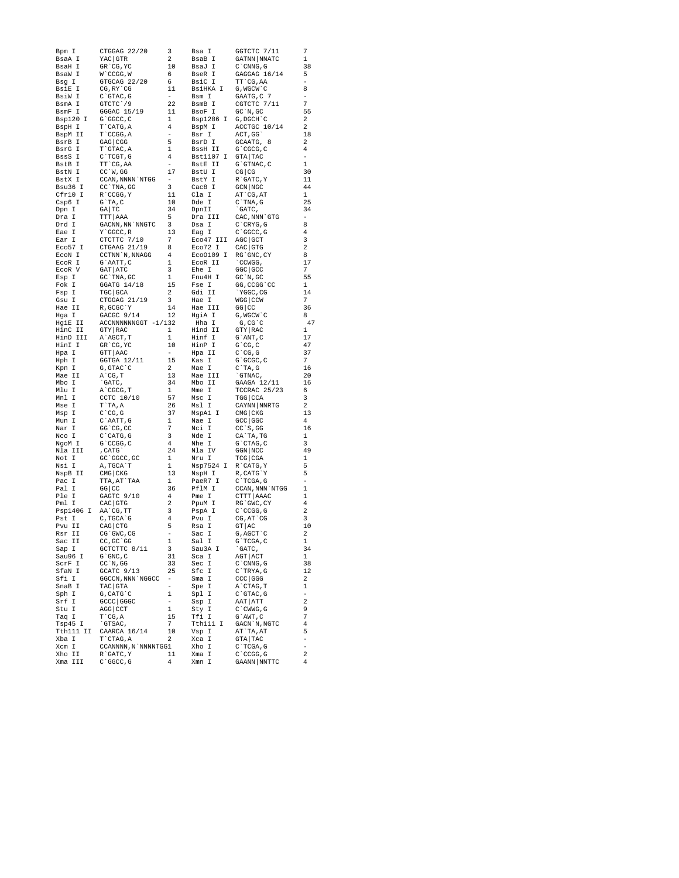| | | | | | |
|---|---|---|---|---|---|
| Bpm I | CTGGAG 22/20 | 3 | Bsa I | GGTCTC 7/11 | 7 |
| BsaA I | YAC\|GTR | 2 | BsaB I | GATNN\|NNATC | 1 |
| BsaH I | GR`CG,YC | 10 | BsaJ I | C`CNNG,G | 38 |
| BsaW I | W`CCGG,W | 6 | BseR I | GAGGAG 16/14 | 5 |
| Bsg I | GTGCAG 22/20 | 6 | BsiC I | TT`CG,AA | - |
| BsiE I | CG,RY`CG | 11 | BsiHKA I | G,WGCW`C | 8 |
| BsiW I | C`GTAC,G | - | Bsm I | GAATG,C 7 | - |
| BsmA I | GTCTC`/9 | 22 | BsmB I | CGTCTC 7/11 | 7 |
| BsmF I | GGGAC 15/19 | 11 | BsoF I | GC`N,GC | 55 |
| Bsp120 I | G`GGCC,C | 1 | Bsp1286 I | G,DGCH`C | 2 |
| BspH I | T`CATG,A | 4 | BspM I | ACCTGC 10/14 | 2 |
| BspM II | T`CCGG,A | - | Bsr I | ACT,GG` | 18 |
| BsrB I | GAG\|CGG | 5 | BsrD I | GCAATG, 8 | 2 |
| BsrG I | T`GTAC,A | 1 | BssH II | G`CGCG,C | 4 |
| BssS I | C`TCGT,G | 4 | Bst1107 I | GTA\|TAC | - |
| BstB I | TT`CG,AA | - | BstE II | G`GTNAC,C | 1 |
| BstN I | CC`W,GG | 17 | BstU I | CG\|CG | 30 |
| BstX I | CCAN,NNNN`NTGG | - | BstY I | R`GATC,Y | 11 |
| Bsu36 I | CC`TNA,GG | 3 | Cac8 I | GCN\|NGC | 44 |
| Cfr10 I | R`CCGG,Y | 11 | Cla I | AT`CG,AT | 1 |
| Csp6 I | G`TA,C | 10 | Dde I | C`TNA,G | 25 |
| Dpn I | GA\|TC | 34 | DpnII | `GATC, | 34 |
| Dra I | TTT\|AAA | 5 | Dra III | CAC,NNN`GTG | - |
| Drd I | GACNN,NN`NNGTC | 3 | Dsa I | C`CRYG,G | 8 |
| Eae I | Y`GGCC,R | 13 | Eag I | C`GGCC,G | 4 |
| Ear I | CTCTTC 7/10 | 7 | Eco47 III | AGC\|GCT | 3 |
| Eco57 I | CTGAAG 21/19 | 8 | Eco72 I | CAC\|GTG | 2 |
| EcoN I | CCTNN`N,NNAGG | 4 | EcoO109 I | RG`GNC,CY | 8 |
| EcoR I | G`AATT,C | 1 | EcoR II | `CCWGG, | 17 |
| EcoR V | GAT\|ATC | 3 | Ehe I | GGC\|GCC | 7 |
| Esp I | GC`TNA,GC | 1 | Fnu4H I | GC`N,GC | 55 |
| Fok I | GGATG 14/18 | 15 | Fse I | GG,CCGG`CC | 1 |
| Fsp I | TGC\|GCA | 2 | Gdi II | `YGGC,CG | 14 |
| Gsu I | CTGGAG 21/19 | 3 | Hae I | WGG\|CCW | 7 |
| Hae II | R,GCGC`Y | 14 | Hae III | GG\|CC | 36 |
| Hga I | GACGC 9/14 | 12 | HgiA I | G,WGCW`C | 8 |
| HgiE II | ACCNNNNNNGGT -1/132 | | Hha I | G,CG`C | 47 |
| HinC II | GTY\|RAC | 1 | Hind II | GTY\|RAC | 1 |
| HinD III | A`AGCT,T | 1 | Hinf I | G`ANT,C | 17 |
| HinI I | GR`CG,YC | 10 | HinP I | G`CG,C | 47 |
| Hpa I | GTT\|AAC | - | Hpa II | C`CG,G | 37 |
| Hph I | GGTGA 12/11 | 15 | Kas I | G`GCGC,C | 7 |
| Kpn I | G,GTAC`C | 2 | Mae I | C`TA,G | 16 |
| Mae II | A`CG,T | 13 | Mae III | `GTNAC, | 20 |
| Mbo I | `GATC, | 34 | Mbo II | GAAGA 12/11 | 16 |
| Mlu I | A`CGCG,T | 1 | Mme I | TCCRAC 25/23 | 6 |
| Mnl I | CCTC 10/10 | 57 | Msc I | TGG\|CCA | 3 |
| Mse I | T`TA,A | 26 | Msl I | CAYNN\|NNRTG | 2 |
| Msp I | C`CG,G | 37 | MspA1 I | CMG\|CKG | 13 |
| Mun I | C`AATT,G | 1 | Nae I | GCC\|GGC | 4 |
| Nar I | GG`CG,CC | 7 | Nci I | CC`S,GG | 16 |
| Nco I | C`CATG,G | 3 | Nde I | CA`TA,TG | 1 |
| NgoM I | G`CCGG,C | 4 | Nhe I | G`CTAG,C | 3 |
| Nla III | ,CATG` | 24 | Nla IV | GGN\|NCC | 49 |
| Not I | GC`GGCC,GC | 1 | Nru I | TCG\|CGA | 1 |
| Nsi I | A,TGCA`T | 1 | Nsp7524 I | R`CATG,Y | 5 |
| NspB II | CMG\|CKG | 13 | NspH I | R,CATG`Y | 5 |
| Pac I | TTA,AT`TAA | 1 | PaeR7 I | C`TCGA,G | - |
| Pal I | GG\|CC | 36 | PflM I | CCAN,NNN`NTGG | 1 |
| Ple I | GAGTC 9/10 | 4 | Pme I | CTTT\|AAAC | 1 |
| Pml I | CAC\|GTG | 2 | PpuM I | RG`GWC,CY | 4 |
| Psp1406 I | AA`CG,TT | 3 | PspA I | C`CCGG,G | 2 |
| Pst I | C,TGCA`G | 4 | Pvu I | CG,AT`CG | 3 |
| Pvu II | CAG\|CTG | 5 | Rsa I | GT\|AC | 10 |
| Rsr II | CG`GWC,CG | - | Sac I | G,AGCT`C | 2 |
| Sac II | CC,GC`GG | 1 | Sal I | G`TCGA,C | 1 |
| Sap I | GCTCTTC 8/11 | 3 | Sau3A I | `GATC, | 34 |
| Sau96 I | G`GNC,C | 31 | Sca I | AGT\|ACT | 1 |
| ScrF I | CC`N,GG | 33 | Sec I | C`CNNG,G | 38 |
| SfaN I | GCATC 9/13 | 25 | Sfc I | C`TRYA,G | 12 |
| Sfi I | GGCCN,NNN`NGGCC | - | Sma I | CCC\|GGG | 2 |
| SnaB I | TAC\|GTA | - | Spe I | A`CTAG,T | 1 |
| Sph I | G,CATG`C | 1 | Spl I | C`GTAC,G | - |
| Srf I | GCCC\|GGGC | - | Ssp I | AAT\|ATT | 2 |
| Stu I | AGG\|CCT | 1 | Sty I | C`CWWG,G | 9 |
| Taq I | T`CG,A | 15 | Tfi I | G`AWT,C | 7 |
| Tsp45 I | `GTSAC, | 7 | Tth111 I | GACN`N,NGTC | 4 |
| Tth111 II | CAARCA 16/14 | 10 | Vsp I | AT`TA,AT | 5 |
| Xba I | T`CTAG,A | 2 | Xca I | GTA\|TAC | - |
| Xcm I | CCANNNN,N`NNNNTGG1 | | Xho I | C`TCGA,G | - |
| Xho II | R`GATC,Y | 11 | Xma I | C`CCGG,G | 2 |
| Xma III | C`GGCC,G | 4 | Xmn I | GAANN\|NNTTC | 4 |